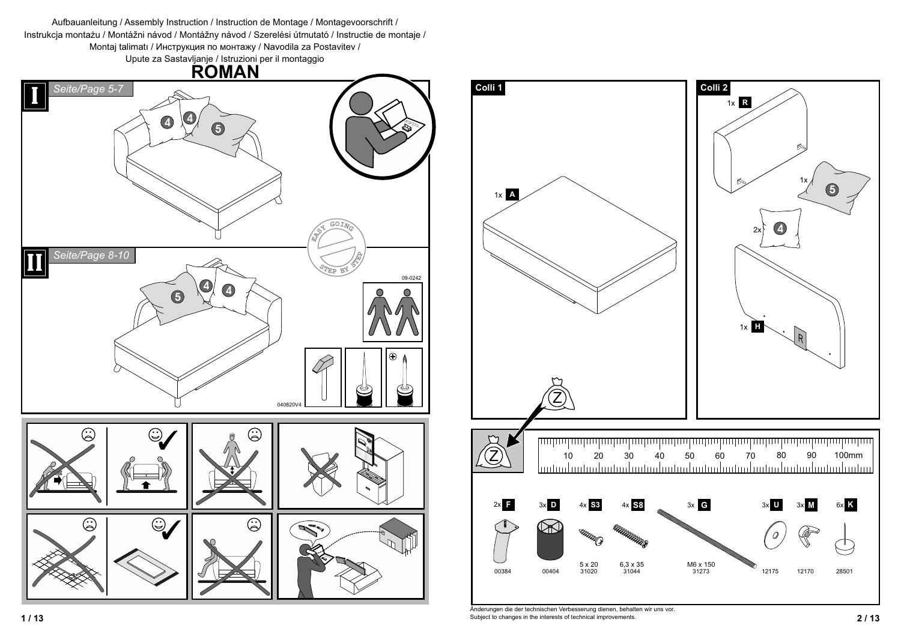Aufbauanleitung / Assembly Instruction / Instruction de Montage / Montagevoorschrift / Instrukcja montażu / Montážni návod / Montážny návod / Szerelési útmutató / Instructie de montaje / Montaj talimatı / Инструкция по монтажу / Navodila za Postavitev / Upute za Sastavljanje / Istruzioni per il montaggio

# ROMAN

**I** Seite/Page 5-7

**II** Seite/Page 8-10

EASY GOING STEP BY STEP

09-0242

040820V4

**Colli 1**

1x A

**Colli 2**

1x R

1x 5

2x 4

1x H

| 2x F | 3x D | 4x S3 | 4x S8 | 3x G | 3x U | 3x M | 6x K |
|---|---|---|---|---|---|---|---|
| 00384 | 00404 | 5 x 20 31020 | 6,3 x 35 31044 | M6 x 150 31273 | 12175 | 12170 | 28501 |

Änderungen die der technischen Verbesserung dienen, behalten wir uns vor.
Subject to changes in the interests of technical improvements.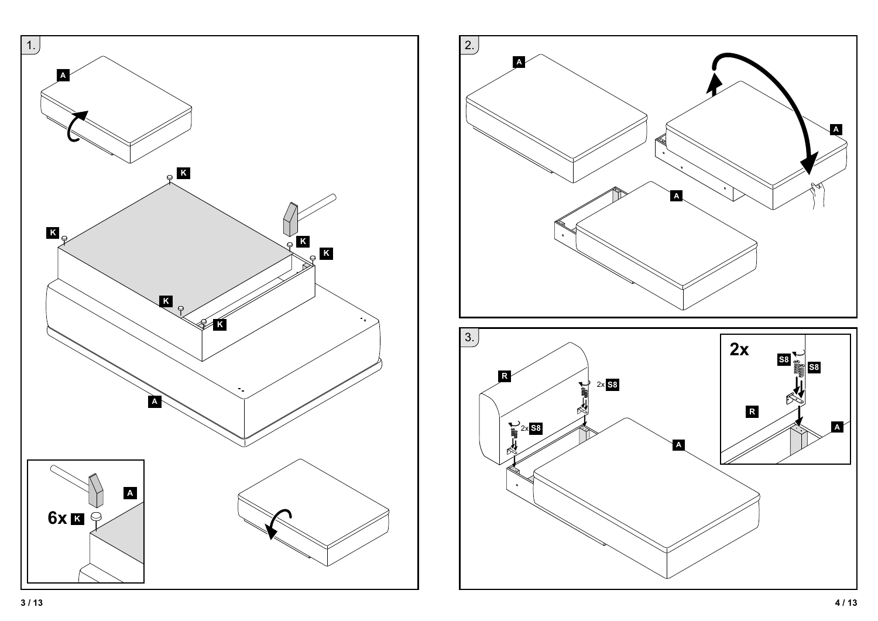1.

A

K

K

K

K

K

K

A

A

6x K

2.

A

A

A

3.

R

2x S8

2x S8

A

2x

S8

S8

R

A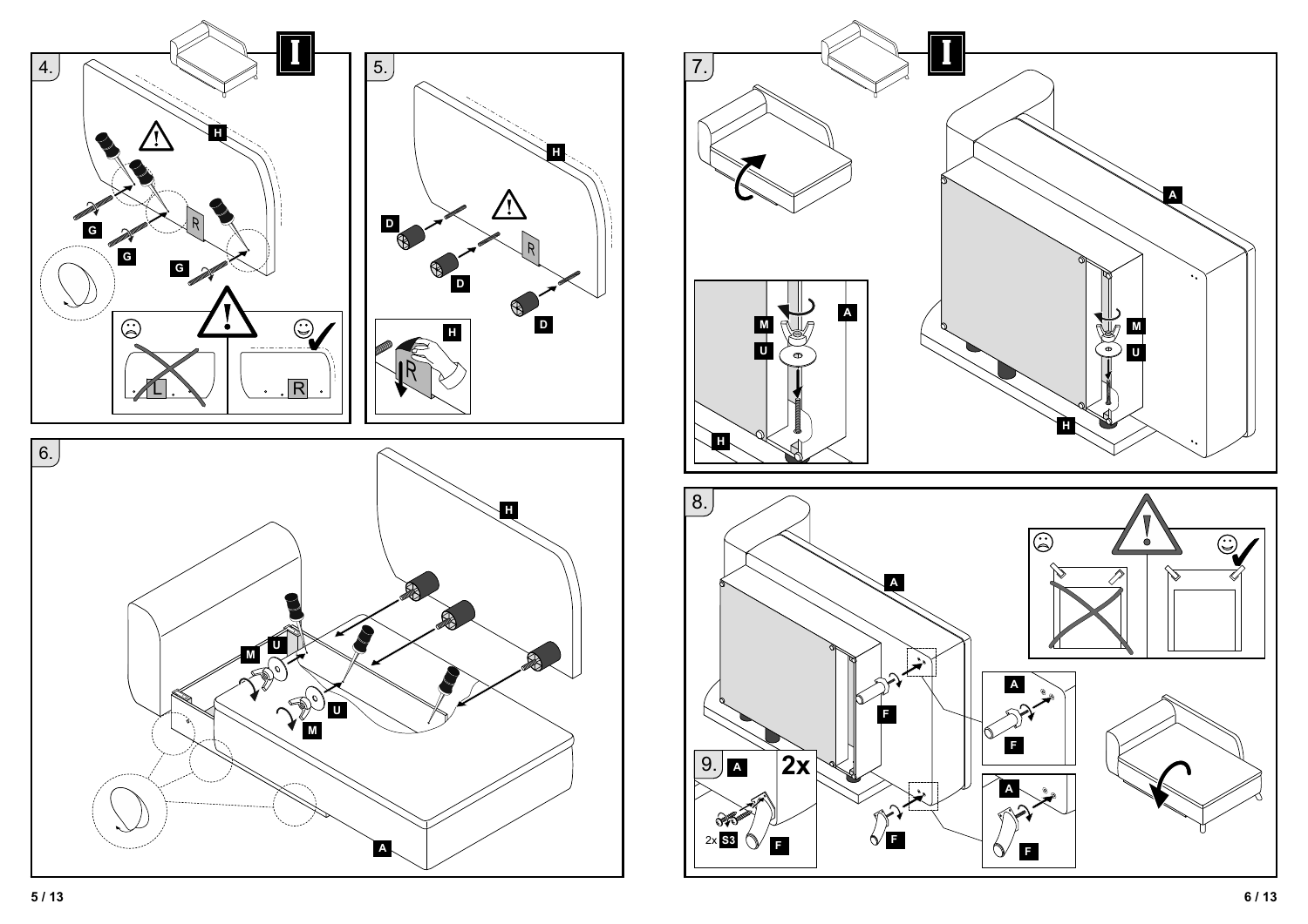4.

H

G

G

G

R

L

R

5.

H

D

D

D

R

H

R

6.

H

M

U

U

M

A

7.

A

M

U

A

H

M

U

H

8.

A

F

A

F

A

F

F

9.

A

2x

2x S3

F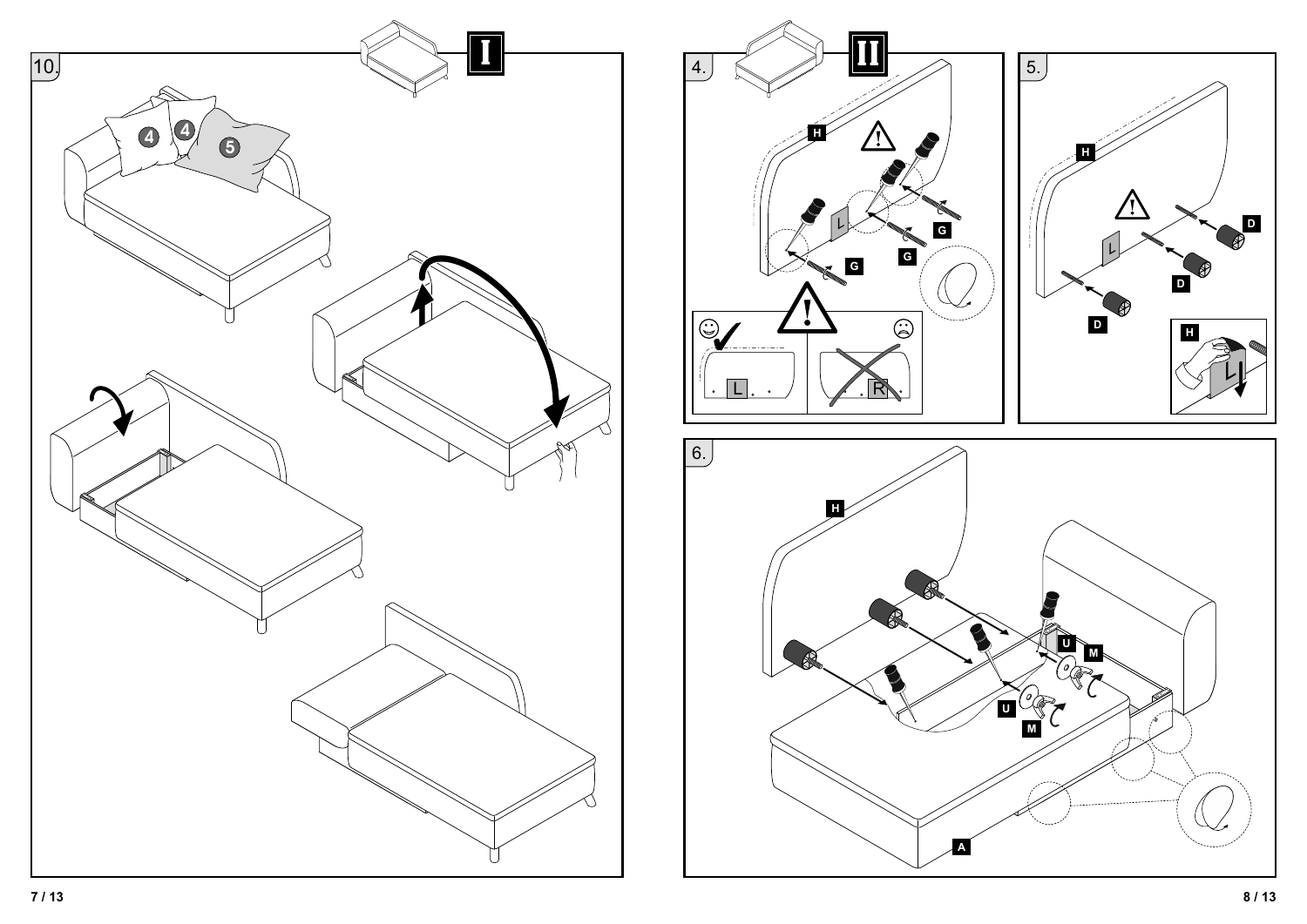10.

I

4

4

5

4.

II

H

L

G

G

G

L

R

5.

H

L

D

D

D

H

L

6.

H

U

M

U

M

A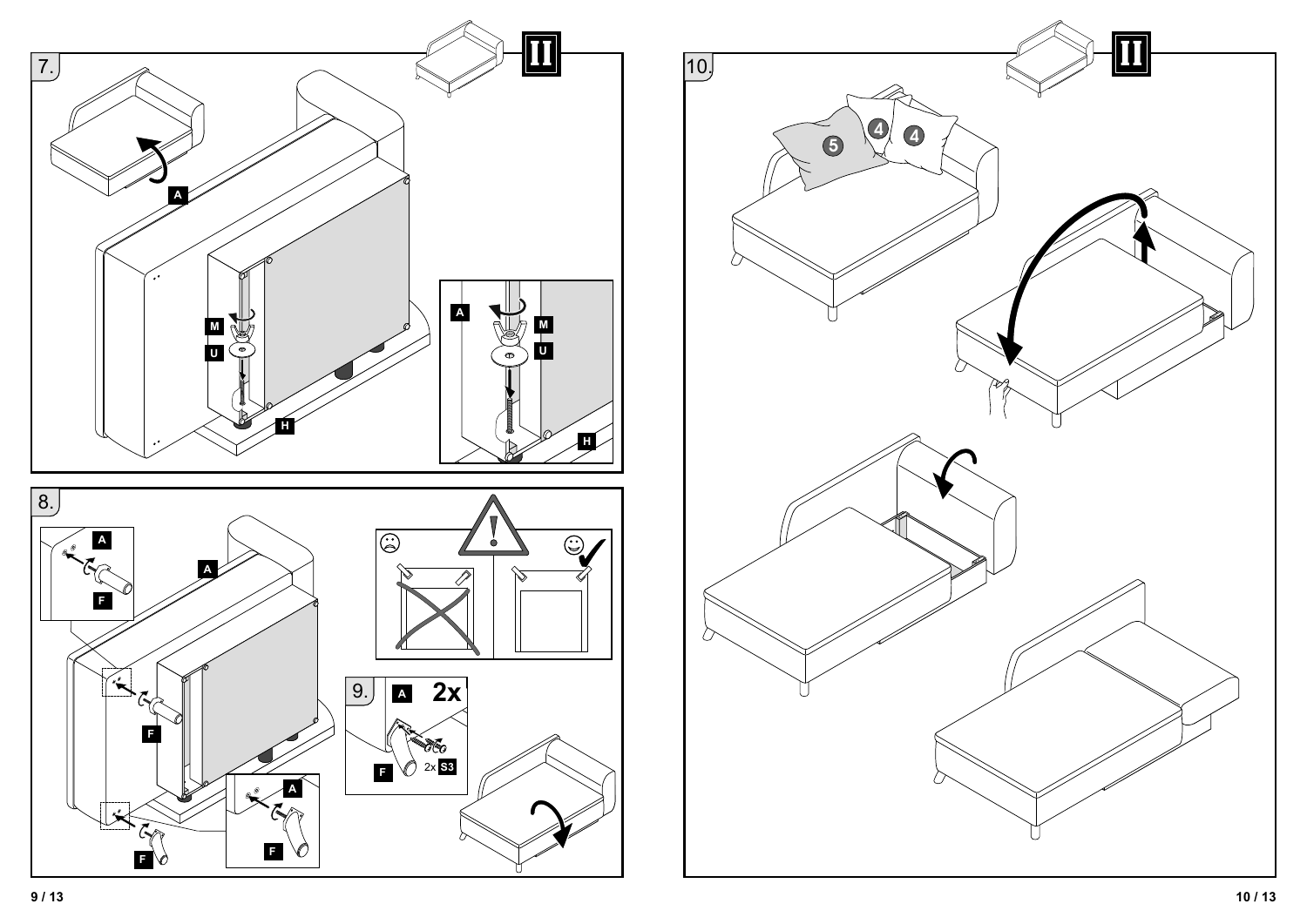7.

II

A

M

U

H

A

M

U

H

8.

A

F

A

F

F

A

F

9.

A 2x

F 2x S3

10.

II

5 4 4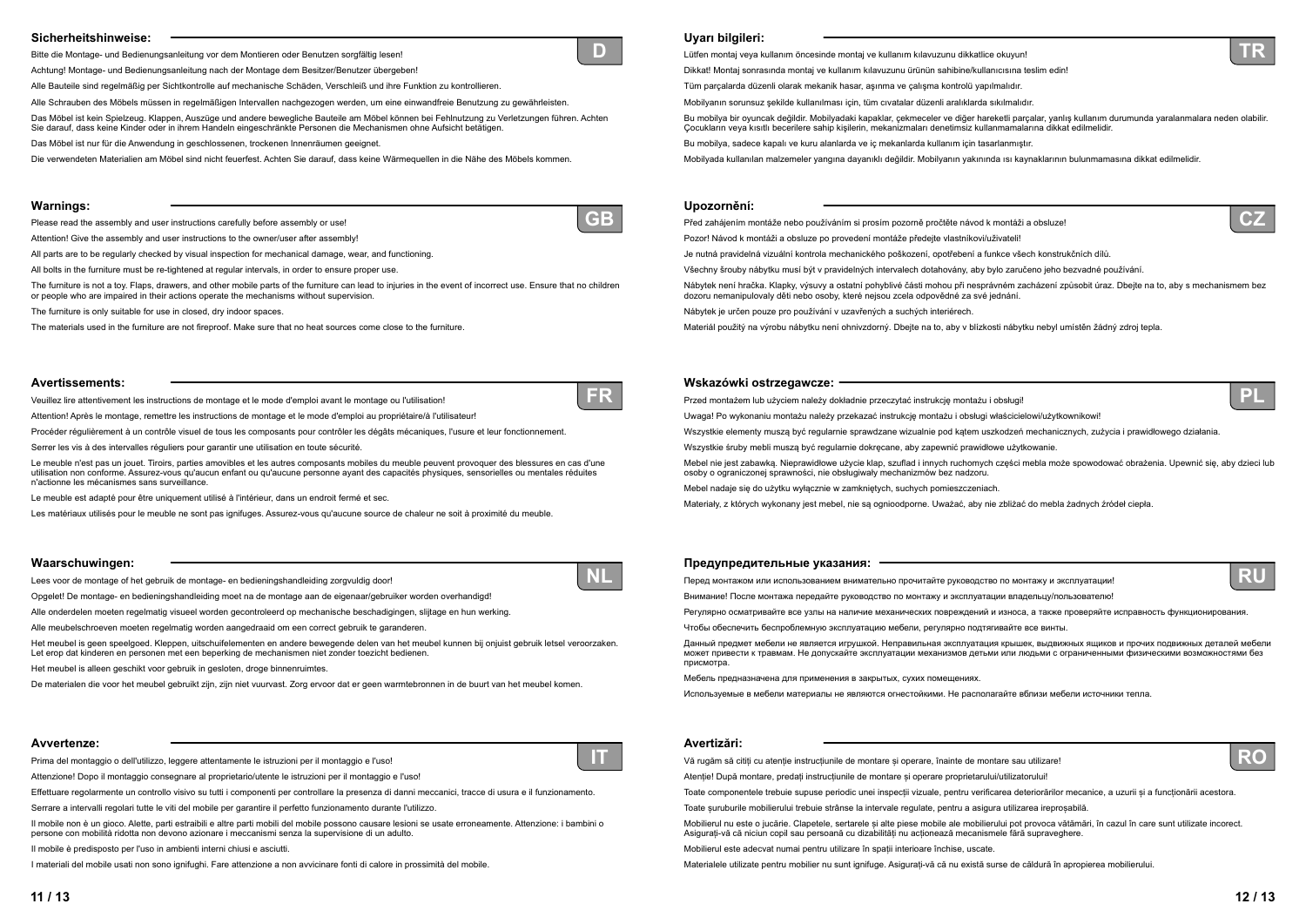## Sicherheitshinweise:

**D**

Bitte die Montage- und Bedienungsanleitung vor dem Montieren oder Benutzen sorgfältig lesen!

Achtung! Montage- und Bedienungsanleitung nach der Montage dem Besitzer/Benutzer übergeben!

Alle Bauteile sind regelmäßig per Sichtkontrolle auf mechanische Schäden, Verschleiß und ihre Funktion zu kontrollieren.

Alle Schrauben des Möbels müssen in regelmäßigen Intervallen nachgezogen werden, um eine einwandfreie Benutzung zu gewährleisten.

Das Möbel ist kein Spielzeug. Klappen, Auszüge und andere bewegliche Bauteile am Möbel können bei Fehlnutzung zu Verletzungen führen. Achten Sie darauf, dass keine Kinder oder in ihrem Handeln eingeschränkte Personen die Mechanismen ohne Aufsicht betätigen.

Das Möbel ist nur für die Anwendung in geschlossenen, trockenen Innenräumen geeignet.

Die verwendeten Materialien am Möbel sind nicht feuerfest. Achten Sie darauf, dass keine Wärmequellen in die Nähe des Möbels kommen.

## Warnings:

**GB**

Please read the assembly and user instructions carefully before assembly or use!

Attention! Give the assembly and user instructions to the owner/user after assembly!

All parts are to be regularly checked by visual inspection for mechanical damage, wear, and functioning.

All bolts in the furniture must be re-tightened at regular intervals, in order to ensure proper use.

The furniture is not a toy. Flaps, drawers, and other mobile parts of the furniture can lead to injuries in the event of incorrect use. Ensure that no children or people who are impaired in their actions operate the mechanisms without supervision.

The furniture is only suitable for use in closed, dry indoor spaces.

The materials used in the furniture are not fireproof. Make sure that no heat sources come close to the furniture.

## Avertissements:

**FR**

Veuillez lire attentivement les instructions de montage et le mode d'emploi avant le montage ou l'utilisation!

Attention! Après le montage, remettre les instructions de montage et le mode d'emploi au propriétaire/à l'utilisateur!

Procéder régulièrement à un contrôle visuel de tous les composants pour contrôler les dégâts mécaniques, l'usure et leur fonctionnement.

Serrer les vis à des intervalles réguliers pour garantir une utilisation en toute sécurité.

Le meuble n'est pas un jouet. Tiroirs, parties amovibles et les autres composants mobiles du meuble peuvent provoquer des blessures en cas d'une utilisation non conforme. Assurez-vous qu'aucun enfant ou qu'aucune personne ayant des capacités physiques, sensorielles ou mentales réduites n'actionne les mécanismes sans surveillance.

Le meuble est adapté pour être uniquement utilisé à l'intérieur, dans un endroit fermé et sec.

Les matériaux utilisés pour le meuble ne sont pas ignifuges. Assurez-vous qu'aucune source de chaleur ne soit à proximité du meuble.

## Waarschuwingen:

**NL**

Lees voor de montage of het gebruik de montage- en bedieningshandleiding zorgvuldig door!

Opgelet! De montage- en bedieningshandleiding moet na de montage aan de eigenaar/gebruiker worden overhandigd!

Alle onderdelen moeten regelmatig visueel worden gecontroleerd op mechanische beschadigingen, slijtage en hun werking.

Alle meubelschroeven moeten regelmatig worden aangedraaid om een correct gebruik te garanderen.

Het meubel is geen speelgoed. Kleppen, uitschuifelementen en andere bewegende delen van het meubel kunnen bij onjuist gebruik letsel veroorzaken. Let erop dat kinderen en personen met een beperking de mechanismen niet zonder toezicht bedienen.

Het meubel is alleen geschikt voor gebruik in gesloten, droge binnenruimtes.

De materialen die voor het meubel gebruikt zijn, zijn niet vuurvast. Zorg ervoor dat er geen warmtebronnen in de buurt van het meubel komen.

## Avvertenze:

**IT**

Prima del montaggio o dell'utilizzo, leggere attentamente le istruzioni per il montaggio e l'uso!

Attenzione! Dopo il montaggio consegnare al proprietario/utente le istruzioni per il montaggio e l'uso!

Effettuare regolarmente un controllo visivo su tutti i componenti per controllare la presenza di danni meccanici, tracce di usura e il funzionamento.

Serrare a intervalli regolari tutte le viti del mobile per garantire il perfetto funzionamento durante l'utilizzo.

Il mobile non è un gioco. Alette, parti estraibili e altre parti mobili del mobile possono causare lesioni se usate erroneamente. Attenzione: i bambini o persone con mobilità ridotta non devono azionare i meccanismi senza la supervisione di un adulto.

Il mobile è predisposto per l'uso in ambienti interni chiusi e asciutti.

I materiali del mobile usati non sono ignifughi. Fare attenzione a non avvicinare fonti di calore in prossimità del mobile.

## Uyarı bilgileri:

**TR**

Lütfen montaj veya kullanım öncesinde montaj ve kullanım kılavuzunu dikkatlice okuyun!

Dikkat! Montaj sonrasında montaj ve kullanım kılavuzunu ürünün sahibine/kullanıcısına teslim edin!

Tüm parçalarda düzenli olarak mekanik hasar, aşınma ve çalışma kontrolü yapılmalıdır.

Mobilyanın sorunsuz şekilde kullanılması için, tüm cıvatalar düzenli aralıklarda sıkılmalıdır.

Bu mobilya bir oyuncak değildir. Mobilyadaki kapaklar, çekmeceler ve diğer hareketli parçalar, yanlış kullanım durumunda yaralanmalara neden olabilir. Çocukların veya kısıtlı becerilere sahip kişilerin, mekanizmaları denetimsiz kullanmamalarına dikkat edilmelidir.

Bu mobilya, sadece kapalı ve kuru alanlarda ve iç mekanlarda kullanım için tasarlanmıştır.

Mobilyada kullanılan malzemeler yangına dayanıklı değildir. Mobilyanın yakınında ısı kaynaklarının bulunmamasına dikkat edilmelidir.

## Upozornění:

**CZ**

Před zahájením montáže nebo používáním si prosím pozorně pročtěte návod k montáži a obsluze!

Pozor! Návod k montáži a obsluze po provedení montáže předejte vlastníkovi/uživateli!

Je nutná pravidelná vizuální kontrola mechanického poškození, opotřebení a funkce všech konstrukčních dílů.

Všechny šrouby nábytku musí být v pravidelných intervalech dotahovány, aby bylo zaručeno jeho bezvadné používání.

Nábytek není hračka. Klapky, výsuvy a ostatní pohyblivé části mohou při nesprávném zacházení způsobit úraz. Dbejte na to, aby s mechanismem bez dozoru nemanipulovaly děti nebo osoby, které nejsou zcela odpovědné za své jednání.

Nábytek je určen pouze pro používání v uzavřených a suchých interiérech.

Materiál použitý na výrobu nábytku není ohnivzdorný. Dbejte na to, aby v blízkosti nábytku nebyl umístěn žádný zdroj tepla.

## Wskazówki ostrzegawcze:

**PL**

Przed montażem lub użyciem należy dokładnie przeczytać instrukcję montażu i obsługi!

Uwaga! Po wykonaniu montażu należy przekazać instrukcję montażu i obsługi właścicielowi/użytkownikowi!

Wszystkie elementy muszą być regularnie sprawdzane wizualnie pod kątem uszkodzeń mechanicznych, zużycia i prawidłowego działania.

Wszystkie śruby mebli muszą być regularnie dokręcane, aby zapewnić prawidłowe użytkowanie.

Mebel nie jest zabawką. Nieprawidłowe użycie klap, szuflad i innych ruchomych części mebla może spowodować obrażenia. Upewnić się, aby dzieci lub osoby o ograniczonej sprawności, nie obsługiwały mechanizmów bez nadzoru.

Mebel nadaje się do użytku wyłącznie w zamkniętych, suchych pomieszczeniach.

Materiały, z których wykonany jest mebel, nie są ognioodporne. Uważać, aby nie zbliżać do mebla żadnych źródeł ciepła.

## Предупредительные указания:

**RU**

Перед монтажом или использованием внимательно прочитайте руководство по монтажу и эксплуатации!

Внимание! После монтажа передайте руководство по монтажу и эксплуатации владельцу/пользователю!

Регулярно осматривайте все узлы на наличие механических повреждений и износа, а также проверяйте исправность функционирования.

Чтобы обеспечить беспроблемную эксплуатацию мебели, регулярно подтягивайте все винты.

Данный предмет мебели не является игрушкой. Неправильная эксплуатация крышек, выдвижных ящиков и прочих подвижных деталей мебели может привести к травмам. Не допускайте эксплуатации механизмов детьми или людьми с ограниченными физическими возможностями без присмотра.

Мебель предназначена для применения в закрытых, сухих помещениях.

Используемые в мебели материалы не являются огнестойкими. Не располагайте вблизи мебели источники тепла.

## Avertizări:

**RO**

Vă rugăm să citiți cu atenție instrucțiunile de montare și operare, înainte de montare sau utilizare!

Atenție! După montare, predați instrucțiunile de montare și operare proprietarului/utilizatorului!

Toate componentele trebuie supuse periodic unei inspecții vizuale, pentru verificarea deteriorărilor mecanice, a uzurii și a funcționării acestora.

Toate șuruburile mobilierului trebuie strânse la intervale regulate, pentru a asigura utilizarea ireproșabilă.

Mobilierul nu este o jucărie. Clapetele, sertarele și alte piese mobile ale mobilierului pot provoca vătămări, în cazul în care sunt utilizate incorect. Asigurați-vă că niciun copil sau persoană cu dizabilități nu acționează mecanismele fără supraveghere.

Mobilierul este adecvat numai pentru utilizare în spații interioare închise, uscate.

Materialele utilizate pentru mobilier nu sunt ignifuge. Asigurați-vă că nu există surse de căldură în apropierea mobilierului.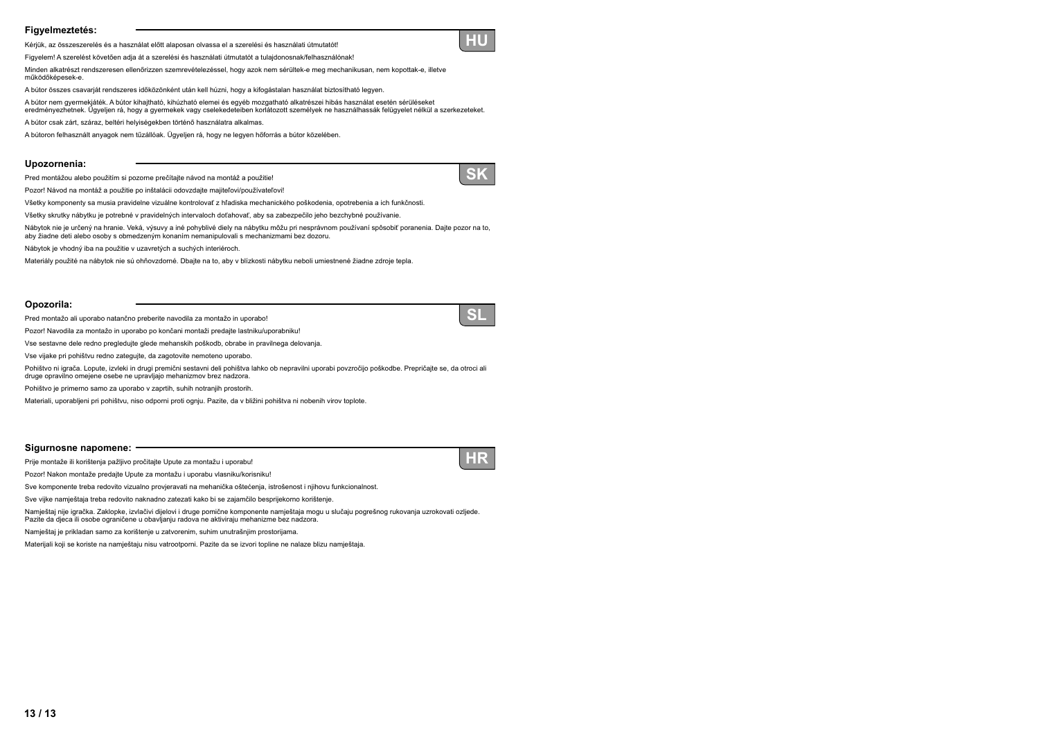## Figyelmeztetés:

**HU**

Kérjük, az összeszerelés és a használat előtt alaposan olvassa el a szerelési és használati útmutatót!

Figyelem! A szerelést követően adja át a szerelési és használati útmutatót a tulajdonosnak/felhasználónak!

Minden alkatrészt rendszeresen ellenőrizzen szemrevételezéssel, hogy azok nem sérültek-e meg mechanikusan, nem kopottak-e, illetve működőképesek-e.

A bútor összes csavarját rendszeres időközönként után kell húzni, hogy a kifogástalan használat biztosítható legyen.

A bútor nem gyermekjáték. A bútor kihajtható, kihúzható elemei és egyéb mozgatható alkatrészei hibás használat esetén sérüléseket eredményezhetnek. Ügyeljen rá, hogy a gyermekek vagy cselekedeteiben korlátozott személyek ne használhassák felügyelet nélkül a szerkezeteket.

A bútor csak zárt, száraz, beltéri helyiségekben történő használatra alkalmas.

A bútoron felhasznált anyagok nem tűzállóak. Ügyeljen rá, hogy ne legyen hőforrás a bútor közelében.

## Upozornenia:

**SK**

Pred montážou alebo použitím si pozorne prečítajte návod na montáž a použitie!

Pozor! Návod na montáž a použitie po inštalácii odovzdajte majiteľovi/používateľovi!

Všetky komponenty sa musia pravidelne vizuálne kontrolovať z hľadiska mechanického poškodenia, opotrebenia a ich funkčnosti.

Všetky skrutky nábytku je potrebné v pravidelných intervaloch doťahovať, aby sa zabezpečilo jeho bezchybné používanie.

Nábytok nie je určený na hranie. Veká, výsuvy a iné pohyblivé diely na nábytku môžu pri nesprávnom používaní spôsobiť poranenia. Dajte pozor na to, aby žiadne deti alebo osoby s obmedzeným konaním nemanipulovali s mechanizmami bez dozoru.

Nábytok je vhodný iba na použitie v uzavretých a suchých interiéroch.

Materiály použité na nábytok nie sú ohňovzdorné. Dbajte na to, aby v blízkosti nábytku neboli umiestnené žiadne zdroje tepla.

## Opozorila:

**SL**

Pred montažo ali uporabo natančno preberite navodila za montažo in uporabo!

Pozor! Navodila za montažo in uporabo po končani montaži predajte lastniku/uporabniku!

Vse sestavne dele redno pregledujte glede mehanskih poškodb, obrabe in pravilnega delovanja.

Vse vijake pri pohištvu redno zategujte, da zagotovite nemoteno uporabo.

Pohištvo ni igrača. Lopute, izvleki in drugi premični sestavni deli pohištva lahko ob nepravilni uporabi povzročijo poškodbe. Prepričajte se, da otroci ali druge opravilno omejene osebe ne upravljajo mehanizmov brez nadzora.

Pohištvo je primerno samo za uporabo v zaprtih, suhih notranjih prostorih.

Materiali, uporabljeni pri pohištvu, niso odporni proti ognju. Pazite, da v bližini pohištva ni nobenih virov toplote.

## Sigurnosne napomene:

**HR**

Prije montaže ili korištenja pažljivo pročitajte Upute za montažu i uporabu!

Pozor! Nakon montaže predajte Upute za montažu i uporabu vlasniku/korisniku!

Sve komponente treba redovito vizualno provjeravati na mehanička oštećenja, istrošenost i njihovu funkcionalnost.

Sve vijke namještaja treba redovito naknadno zatezati kako bi se zajamčilo besprijekorno korištenje.

Namještaj nije igračka. Zaklopke, izvlačivi dijelovi i druge pomične komponente namještaja mogu u slučaju pogrešnog rukovanja uzrokovati ozljede. Pazite da djeca ili osobe ograničene u obavljanju radova ne aktiviraju mehanizme bez nadzora.

Namještaj je prikladan samo za korištenje u zatvorenim, suhim unutrašnjim prostorijama.

Materijali koji se koriste na namještaju nisu vatrootporni. Pazite da se izvori topline ne nalaze blizu namještaja.